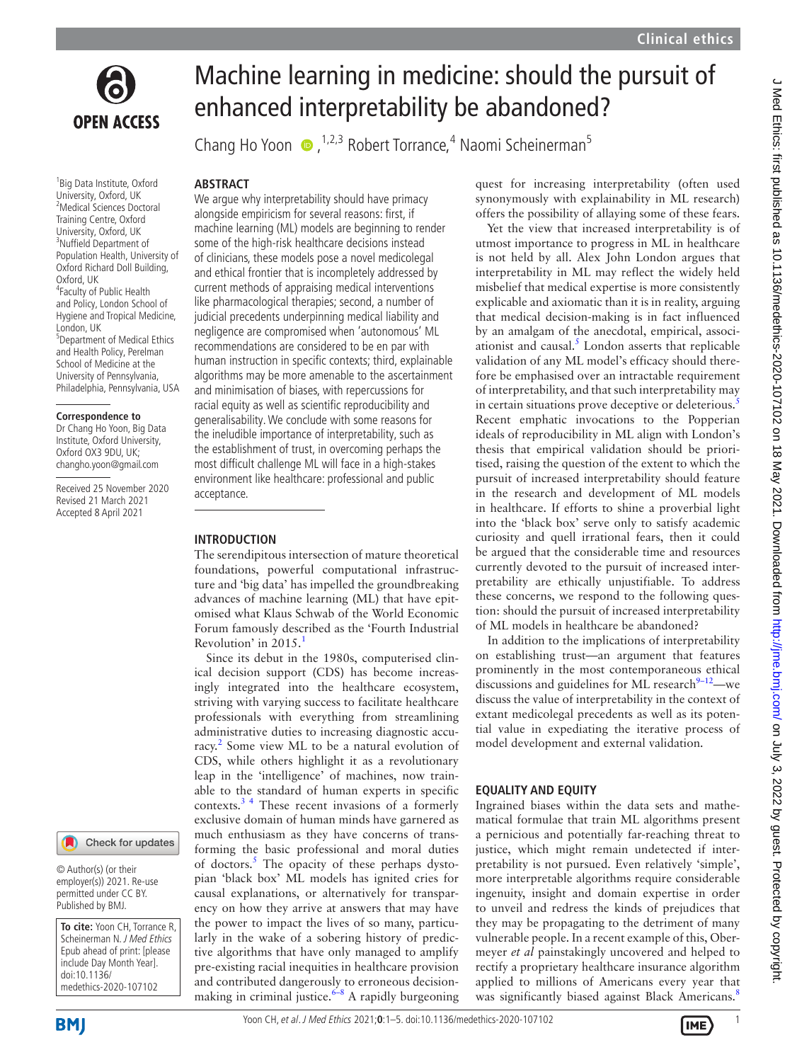# Machine learning in medicine: should the pursuit of enhanced interpretability be abandoned?

Chang Ho Yoon,[1,2,3] Robert Torrance,[4] Naomi Scheinerman[5]

[1] Big Data Institute, Oxford University, Oxford, UK
[2] Medical Sciences Doctoral Training Centre, Oxford University, Oxford, UK
[3] Nuffield Department of Population Health, University of Oxford Richard Doll Building, Oxford, UK
[4] Faculty of Public Health and Policy, London School of Hygiene and Tropical Medicine, London, UK
[5] Department of Medical Ethics and Health Policy, Perelman School of Medicine at the University of Pennsylvania, Philadelphia, Pennsylvania, USA

**Correspondence to**
Dr Chang Ho Yoon, Big Data Institute, Oxford University, Oxford OX3 9DU, UK; changho.yoon@gmail.com

Received 25 November 2020
Revised 21 March 2021
Accepted 8 April 2021

© Author(s) (or their employer(s)) 2021. Re-use permitted under CC BY. Published by BMJ.

**To cite:** Yoon CH, Torrance R, Scheinerman N. *J Med Ethics* Epub ahead of print: [please include Day Month Year]. doi:10.1136/medethics-2020-107102

## ABSTRACT

We argue why interpretability should have primacy alongside empiricism for several reasons: first, if machine learning (ML) models are beginning to render some of the high-risk healthcare decisions instead of clinicians, these models pose a novel medicolegal and ethical frontier that is incompletely addressed by current methods of appraising medical interventions like pharmacological therapies; second, a number of judicial precedents underpinning medical liability and negligence are compromised when 'autonomous' ML recommendations are considered to be en par with human instruction in specific contexts; third, explainable algorithms may be more amenable to the ascertainment and minimisation of biases, with repercussions for racial equity as well as scientific reproducibility and generalisability. We conclude with some reasons for the ineludible importance of interpretability, such as the establishment of trust, in overcoming perhaps the most difficult challenge ML will face in a high-stakes environment like healthcare: professional and public acceptance.

## INTRODUCTION

The serendipitous intersection of mature theoretical foundations, powerful computational infrastructure and 'big data' has impelled the groundbreaking advances of machine learning (ML) that have epitomised what Klaus Schwab of the World Economic Forum famously described as the 'Fourth Industrial Revolution' in 2015.[1]

Since its debut in the 1980s, computerised clinical decision support (CDS) has become increasingly integrated into the healthcare ecosystem, striving with varying success to facilitate healthcare professionals with everything from streamlining administrative duties to increasing diagnostic accuracy.[2] Some view ML to be a natural evolution of CDS, while others highlight it as a revolutionary leap in the 'intelligence' of machines, now trainable to the standard of human experts in specific contexts.[3,4] These recent invasions of a formerly exclusive domain of human minds have garnered as much enthusiasm as they have concerns of transforming the basic professional and moral duties of doctors.[5] The opacity of these perhaps dystopian 'black box' ML models has ignited cries for causal explanations, or alternatively for transparency on how they arrive at answers that may have the power to impact the lives of so many, particularly in the wake of a sobering history of predictive algorithms that have only managed to amplify pre-existing racial inequities in healthcare provision and contributed dangerously to erroneous decision-making in criminal justice.[6–8] A rapidly burgeoning quest for increasing interpretability (often used synonymously with explainability in ML research) offers the possibility of allaying some of these fears.

Yet the view that increased interpretability is of utmost importance to progress in ML in healthcare is not held by all. Alex John London argues that interpretability in ML may reflect the widely held misbelief that medical expertise is more consistently explicable and axiomatic than it is in reality, arguing that medical decision-making is in fact influenced by an amalgam of the anecdotal, empirical, associationist and causal.[5] London asserts that replicable validation of any ML model's efficacy should therefore be emphasised over an intractable requirement of interpretability, and that such interpretability may in certain situations prove deceptive or deleterious.[5] Recent emphatic invocations to the Popperian ideals of reproducibility in ML align with London's thesis that empirical validation should be prioritised, raising the question of the extent to which the pursuit of increased interpretability should feature in the research and development of ML models in healthcare. If efforts to shine a proverbial light into the 'black box' serve only to satisfy academic curiosity and quell irrational fears, then it could be argued that the considerable time and resources currently devoted to the pursuit of increased interpretability are ethically unjustifiable. To address these concerns, we respond to the following question: should the pursuit of increased interpretability of ML models in healthcare be abandoned?

In addition to the implications of interpretability on establishing trust—an argument that features prominently in the most contemporaneous ethical discussions and guidelines for ML research[9–12]—we discuss the value of interpretability in the context of extant medicolegal precedents as well as its potential value in expediating the iterative process of model development and external validation.

## EQUALITY AND EQUITY

Ingrained biases within the data sets and mathematical formulae that train ML algorithms present a pernicious and potentially far-reaching threat to justice, which might remain undetected if interpretability is not pursued. Even relatively 'simple', more interpretable algorithms require considerable ingenuity, insight and domain expertise in order to unveil and redress the kinds of prejudices that they may be propagating to the detriment of many vulnerable people. In a recent example of this, Obermeyer *et al* painstakingly uncovered and helped to rectify a proprietary healthcare insurance algorithm applied to millions of Americans every year that was significantly biased against Black Americans.[8]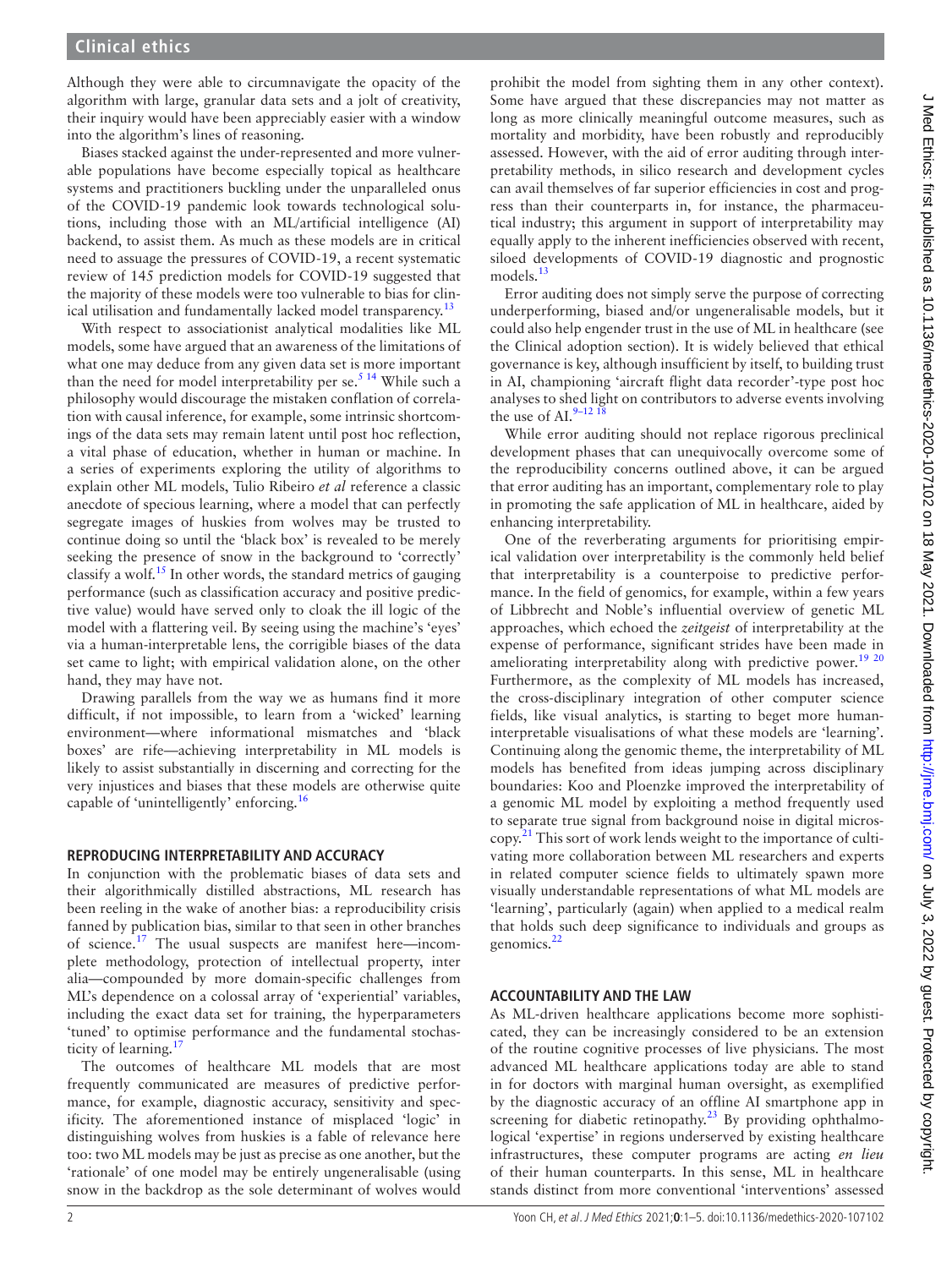Although they were able to circumnavigate the opacity of the algorithm with large, granular data sets and a jolt of creativity, their inquiry would have been appreciably easier with a window into the algorithm's lines of reasoning.

Biases stacked against the under-represented and more vulnerable populations have become especially topical as healthcare systems and practitioners buckling under the unparalleled onus of the COVID-19 pandemic look towards technological solutions, including those with an ML/artificial intelligence (AI) backend, to assist them. As much as these models are in critical need to assuage the pressures of COVID-19, a recent systematic review of 145 prediction models for COVID-19 suggested that the majority of these models were too vulnerable to bias for clinical utilisation and fundamentally lacked model transparency.[13]

With respect to associationist analytical modalities like ML models, some have argued that an awareness of the limitations of what one may deduce from any given data set is more important than the need for model interpretability per se.[5 14] While such a philosophy would discourage the mistaken conflation of correlation with causal inference, for example, some intrinsic shortcomings of the data sets may remain latent until post hoc reflection, a vital phase of education, whether in human or machine. In a series of experiments exploring the utility of algorithms to explain other ML models, Tulio Ribeiro *et al* reference a classic anecdote of specious learning, where a model that can perfectly segregate images of huskies from wolves may be trusted to continue doing so until the 'black box' is revealed to be merely seeking the presence of snow in the background to 'correctly' classify a wolf.[15] In other words, the standard metrics of gauging performance (such as classification accuracy and positive predictive value) would have served only to cloak the ill logic of the model with a flattering veil. By seeing using the machine's 'eyes' via a human-interpretable lens, the corrigible biases of the data set came to light; with empirical validation alone, on the other hand, they may have not.

Drawing parallels from the way we as humans find it more difficult, if not impossible, to learn from a 'wicked' learning environment—where informational mismatches and 'black boxes' are rife—achieving interpretability in ML models is likely to assist substantially in discerning and correcting for the very injustices and biases that these models are otherwise quite capable of 'unintelligently' enforcing.[16]

## REPRODUCING INTERPRETABILITY AND ACCURACY

In conjunction with the problematic biases of data sets and their algorithmically distilled abstractions, ML research has been reeling in the wake of another bias: a reproducibility crisis fanned by publication bias, similar to that seen in other branches of science.[17] The usual suspects are manifest here—incomplete methodology, protection of intellectual property, inter alia—compounded by more domain-specific challenges from ML's dependence on a colossal array of 'experiential' variables, including the exact data set for training, the hyperparameters 'tuned' to optimise performance and the fundamental stochasticity of learning.[17]

The outcomes of healthcare ML models that are most frequently communicated are measures of predictive performance, for example, diagnostic accuracy, sensitivity and specificity. The aforementioned instance of misplaced 'logic' in distinguishing wolves from huskies is a fable of relevance here too: two ML models may be just as precise as one another, but the 'rationale' of one model may be entirely ungeneralisable (using snow in the backdrop as the sole determinant of wolves would prohibit the model from sighting them in any other context). Some have argued that these discrepancies may not matter as long as more clinically meaningful outcome measures, such as mortality and morbidity, have been robustly and reproducibly assessed. However, with the aid of error auditing through interpretability methods, in silico research and development cycles can avail themselves of far superior efficiencies in cost and progress than their counterparts in, for instance, the pharmaceutical industry; this argument in support of interpretability may equally apply to the inherent inefficiencies observed with recent, siloed developments of COVID-19 diagnostic and prognostic models.[13]

Error auditing does not simply serve the purpose of correcting underperforming, biased and/or ungeneralisable models, but it could also help engender trust in the use of ML in healthcare (see the Clinical adoption section). It is widely believed that ethical governance is key, although insufficient by itself, to building trust in AI, championing 'aircraft flight data recorder'-type post hoc analyses to shed light on contributors to adverse events involving the use of AI.[9–12 18]

While error auditing should not replace rigorous preclinical development phases that can unequivocally overcome some of the reproducibility concerns outlined above, it can be argued that error auditing has an important, complementary role to play in promoting the safe application of ML in healthcare, aided by enhancing interpretability.

One of the reverberating arguments for prioritising empirical validation over interpretability is the commonly held belief that interpretability is a counterpoise to predictive performance. In the field of genomics, for example, within a few years of Libbrecht and Noble's influential overview of genetic ML approaches, which echoed the *zeitgeist* of interpretability at the expense of performance, significant strides have been made in ameliorating interpretability along with predictive power.[19 20] Furthermore, as the complexity of ML models has increased, the cross-disciplinary integration of other computer science fields, like visual analytics, is starting to beget more human-interpretable visualisations of what these models are 'learning'. Continuing along the genomic theme, the interpretability of ML models has benefited from ideas jumping across disciplinary boundaries: Koo and Ploenzke improved the interpretability of a genomic ML model by exploiting a method frequently used to separate true signal from background noise in digital microscopy.[21] This sort of work lends weight to the importance of cultivating more collaboration between ML researchers and experts in related computer science fields to ultimately spawn more visually understandable representations of what ML models are 'learning', particularly (again) when applied to a medical realm that holds such deep significance to individuals and groups as genomics.[22]

## ACCOUNTABILITY AND THE LAW

As ML-driven healthcare applications become more sophisticated, they can be increasingly considered to be an extension of the routine cognitive processes of live physicians. The most advanced ML healthcare applications today are able to stand in for doctors with marginal human oversight, as exemplified by the diagnostic accuracy of an offline AI smartphone app in screening for diabetic retinopathy.[23] By providing ophthalmological 'expertise' in regions underserved by existing healthcare infrastructures, these computer programs are acting *en lieu* of their human counterparts. In this sense, ML in healthcare stands distinct from more conventional 'interventions' assessed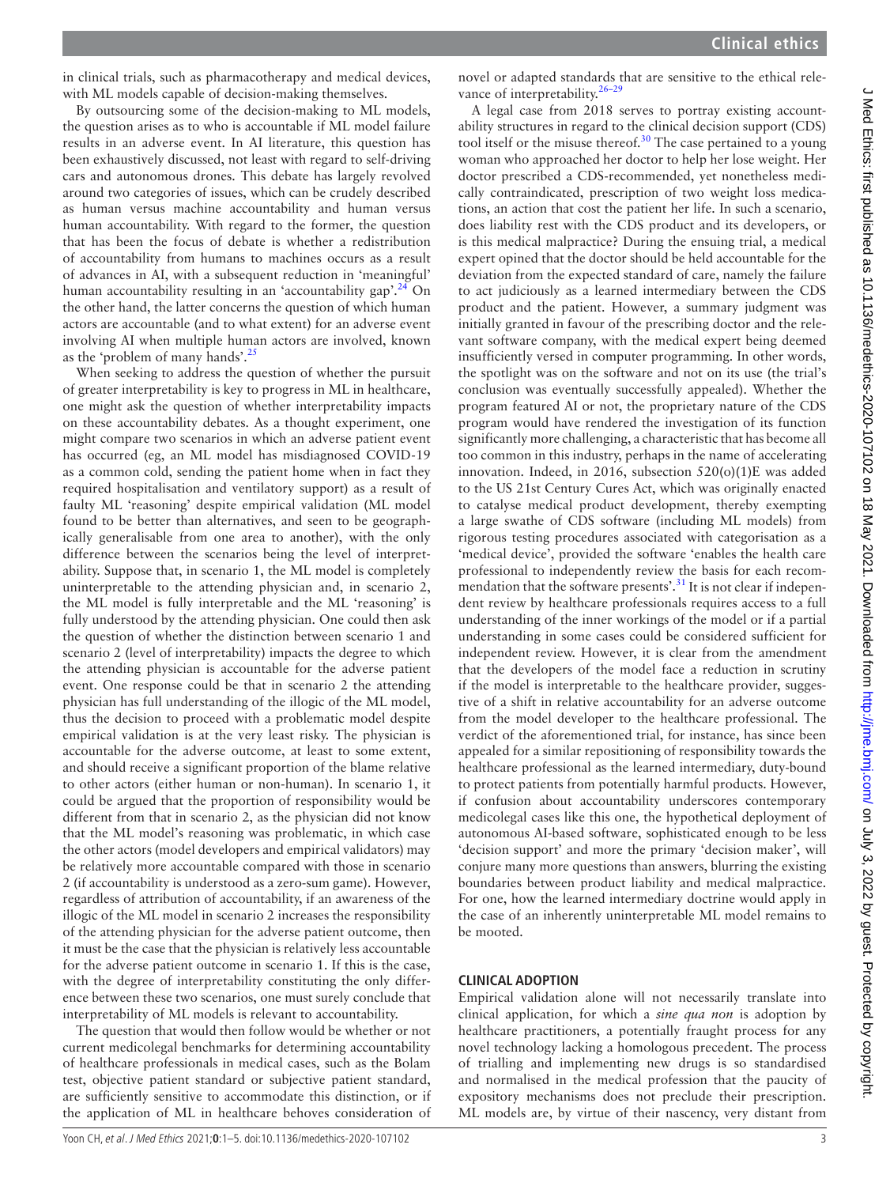in clinical trials, such as pharmacotherapy and medical devices, with ML models capable of decision-making themselves.

By outsourcing some of the decision-making to ML models, the question arises as to who is accountable if ML model failure results in an adverse event. In AI literature, this question has been exhaustively discussed, not least with regard to self-driving cars and autonomous drones. This debate has largely revolved around two categories of issues, which can be crudely described as human versus machine accountability and human versus human accountability. With regard to the former, the question that has been the focus of debate is whether a redistribution of accountability from humans to machines occurs as a result of advances in AI, with a subsequent reduction in 'meaningful' human accountability resulting in an 'accountability gap'.[24] On the other hand, the latter concerns the question of which human actors are accountable (and to what extent) for an adverse event involving AI when multiple human actors are involved, known as the 'problem of many hands'.[25]

When seeking to address the question of whether the pursuit of greater interpretability is key to progress in ML in healthcare, one might ask the question of whether interpretability impacts on these accountability debates. As a thought experiment, one might compare two scenarios in which an adverse patient event has occurred (eg, an ML model has misdiagnosed COVID-19 as a common cold, sending the patient home when in fact they required hospitalisation and ventilatory support) as a result of faulty ML 'reasoning' despite empirical validation (ML model found to be better than alternatives, and seen to be geographically generalisable from one area to another), with the only difference between the scenarios being the level of interpretability. Suppose that, in scenario 1, the ML model is completely uninterpretable to the attending physician and, in scenario 2, the ML model is fully interpretable and the ML 'reasoning' is fully understood by the attending physician. One could then ask the question of whether the distinction between scenario 1 and scenario 2 (level of interpretability) impacts the degree to which the attending physician is accountable for the adverse patient event. One response could be that in scenario 2 the attending physician has full understanding of the illogic of the ML model, thus the decision to proceed with a problematic model despite empirical validation is at the very least risky. The physician is accountable for the adverse outcome, at least to some extent, and should receive a significant proportion of the blame relative to other actors (either human or non-human). In scenario 1, it could be argued that the proportion of responsibility would be different from that in scenario 2, as the physician did not know that the ML model's reasoning was problematic, in which case the other actors (model developers and empirical validators) may be relatively more accountable compared with those in scenario 2 (if accountability is understood as a zero-sum game). However, regardless of attribution of accountability, if an awareness of the illogic of the ML model in scenario 2 increases the responsibility of the attending physician for the adverse patient outcome, then it must be the case that the physician is relatively less accountable for the adverse patient outcome in scenario 1. If this is the case, with the degree of interpretability constituting the only difference between these two scenarios, one must surely conclude that interpretability of ML models is relevant to accountability.

The question that would then follow would be whether or not current medicolegal benchmarks for determining accountability of healthcare professionals in medical cases, such as the Bolam test, objective patient standard or subjective patient standard, are sufficiently sensitive to accommodate this distinction, or if the application of ML in healthcare behoves consideration of novel or adapted standards that are sensitive to the ethical relevance of interpretability.[26–29]

A legal case from 2018 serves to portray existing accountability structures in regard to the clinical decision support (CDS) tool itself or the misuse thereof.[30] The case pertained to a young woman who approached her doctor to help her lose weight. Her doctor prescribed a CDS-recommended, yet nonetheless medically contraindicated, prescription of two weight loss medications, an action that cost the patient her life. In such a scenario, does liability rest with the CDS product and its developers, or is this medical malpractice? During the ensuing trial, a medical expert opined that the doctor should be held accountable for the deviation from the expected standard of care, namely the failure to act judiciously as a learned intermediary between the CDS product and the patient. However, a summary judgment was initially granted in favour of the prescribing doctor and the relevant software company, with the medical expert being deemed insufficiently versed in computer programming. In other words, the spotlight was on the software and not on its use (the trial's conclusion was eventually successfully appealed). Whether the program featured AI or not, the proprietary nature of the CDS program would have rendered the investigation of its function significantly more challenging, a characteristic that has become all too common in this industry, perhaps in the name of accelerating innovation. Indeed, in 2016, subsection 520(o)(1)E was added to the US 21st Century Cures Act, which was originally enacted to catalyse medical product development, thereby exempting a large swathe of CDS software (including ML models) from rigorous testing procedures associated with categorisation as a 'medical device', provided the software 'enables the health care professional to independently review the basis for each recommendation that the software presents'.[31] It is not clear if independent review by healthcare professionals requires access to a full understanding of the inner workings of the model or if a partial understanding in some cases could be considered sufficient for independent review. However, it is clear from the amendment that the developers of the model face a reduction in scrutiny if the model is interpretable to the healthcare provider, suggestive of a shift in relative accountability for an adverse outcome from the model developer to the healthcare professional. The verdict of the aforementioned trial, for instance, has since been appealed for a similar repositioning of responsibility towards the healthcare professional as the learned intermediary, duty-bound to protect patients from potentially harmful products. However, if confusion about accountability underscores contemporary medicolegal cases like this one, the hypothetical deployment of autonomous AI-based software, sophisticated enough to be less 'decision support' and more the primary 'decision maker', will conjure many more questions than answers, blurring the existing boundaries between product liability and medical malpractice. For one, how the learned intermediary doctrine would apply in the case of an inherently uninterpretable ML model remains to be mooted.

## CLINICAL ADOPTION

Empirical validation alone will not necessarily translate into clinical application, for which a *sine qua non* is adoption by healthcare practitioners, a potentially fraught process for any novel technology lacking a homologous precedent. The process of trialling and implementing new drugs is so standardised and normalised in the medical profession that the paucity of expository mechanisms does not preclude their prescription. ML models are, by virtue of their nascency, very distant from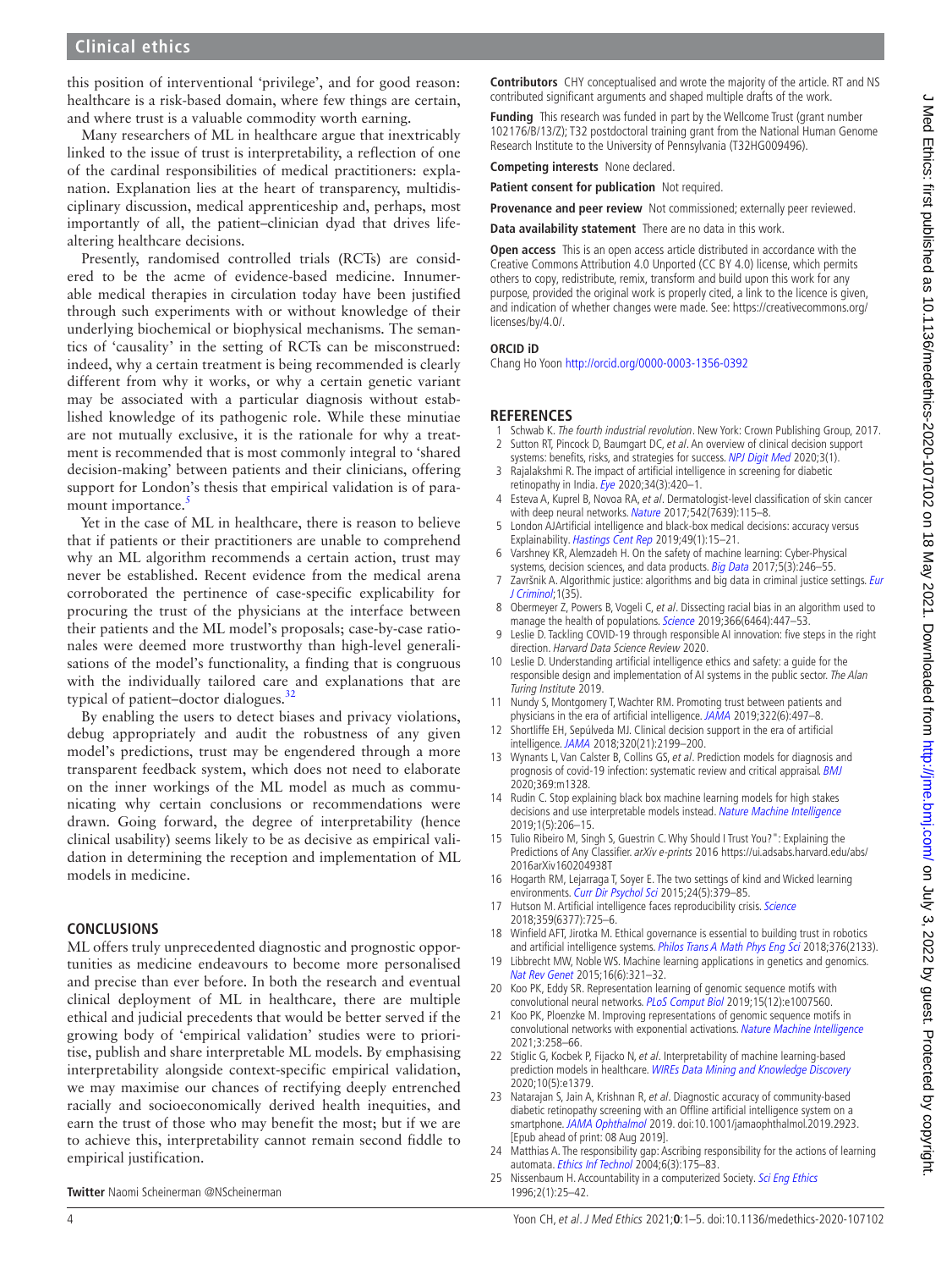this position of interventional 'privilege', and for good reason: healthcare is a risk-based domain, where few things are certain, and where trust is a valuable commodity worth earning.

Many researchers of ML in healthcare argue that inextricably linked to the issue of trust is interpretability, a reflection of one of the cardinal responsibilities of medical practitioners: explanation. Explanation lies at the heart of transparency, multidisciplinary discussion, medical apprenticeship and, perhaps, most importantly of all, the patient–clinician dyad that drives life-altering healthcare decisions.

Presently, randomised controlled trials (RCTs) are considered to be the acme of evidence-based medicine. Innumerable medical therapies in circulation today have been justified through such experiments with or without knowledge of their underlying biochemical or biophysical mechanisms. The semantics of 'causality' in the setting of RCTs can be misconstrued: indeed, why a certain treatment is being recommended is clearly different from why it works, or why a certain genetic variant may be associated with a particular diagnosis without established knowledge of its pathogenic role. While these minutiae are not mutually exclusive, it is the rationale for why a treatment is recommended that is most commonly integral to 'shared decision-making' between patients and their clinicians, offering support for London's thesis that empirical validation is of paramount importance.[5]

Yet in the case of ML in healthcare, there is reason to believe that if patients or their practitioners are unable to comprehend why an ML algorithm recommends a certain action, trust may never be established. Recent evidence from the medical arena corroborated the pertinence of case-specific explicability for procuring the trust of the physicians at the interface between their patients and the ML model's proposals; case-by-case rationales were deemed more trustworthy than high-level generalisations of the model's functionality, a finding that is congruous with the individually tailored care and explanations that are typical of patient–doctor dialogues.[32]

By enabling the users to detect biases and privacy violations, debug appropriately and audit the robustness of any given model's predictions, trust may be engendered through a more transparent feedback system, which does not need to elaborate on the inner workings of the ML model as much as communicating why certain conclusions or recommendations were drawn. Going forward, the degree of interpretability (hence clinical usability) seems likely to be as decisive as empirical validation in determining the reception and implementation of ML models in medicine.

## CONCLUSIONS

ML offers truly unprecedented diagnostic and prognostic opportunities as medicine endeavours to become more personalised and precise than ever before. In both the research and eventual clinical deployment of ML in healthcare, there are multiple ethical and judicial precedents that would be better served if the growing body of 'empirical validation' studies were to prioritise, publish and share interpretable ML models. By emphasising interpretability alongside context-specific empirical validation, we may maximise our chances of rectifying deeply entrenched racially and socioeconomically derived health inequities, and earn the trust of those who may benefit the most; but if we are to achieve this, interpretability cannot remain second fiddle to empirical justification.

**Twitter** Naomi Scheinerman @NScheinerman

**Contributors** CHY conceptualised and wrote the majority of the article. RT and NS contributed significant arguments and shaped multiple drafts of the work.

**Funding** This research was funded in part by the Wellcome Trust (grant number 102176/B/13/Z); T32 postdoctoral training grant from the National Human Genome Research Institute to the University of Pennsylvania (T32HG009496).

**Competing interests** None declared.

**Patient consent for publication** Not required.

**Provenance and peer review** Not commissioned; externally peer reviewed.

**Data availability statement** There are no data in this work.

**Open access** This is an open access article distributed in accordance with the Creative Commons Attribution 4.0 Unported (CC BY 4.0) license, which permits others to copy, redistribute, remix, transform and build upon this work for any purpose, provided the original work is properly cited, a link to the licence is given, and indication of whether changes were made. See: https://creativecommons.org/licenses/by/4.0/.

### ORCID iD

Chang Ho Yoon http://orcid.org/0000-0003-1356-0392

## REFERENCES

1. Schwab K. *The fourth industrial revolution*. New York: Crown Publishing Group, 2017.
2. Sutton RT, Pincock D, Baumgart DC, *et al*. An overview of clinical decision support systems: benefits, risks, and strategies for success. *NPJ Digit Med* 2020;3(1).
3. Rajalakshmi R. The impact of artificial intelligence in screening for diabetic retinopathy in India. *Eye* 2020;34(3):420–1.
4. Esteva A, Kuprel B, Novoa RA, *et al*. Dermatologist-level classification of skin cancer with deep neural networks. *Nature* 2017;542(7639):115–8.
5. London AJArtificial intelligence and black-box medical decisions: accuracy versus Explainability. *Hastings Cent Rep* 2019;49(1):15–21.
6. Varshney KR, Alemzadeh H. On the safety of machine learning: Cyber-Physical systems, decision sciences, and data products. *Big Data* 2017;5(3):246–55.
7. Završnik A. Algorithmic justice: algorithms and big data in criminal justice settings. *Eur J Criminol*;1(35).
8. Obermeyer Z, Powers B, Vogeli C, *et al*. Dissecting racial bias in an algorithm used to manage the health of populations. *Science* 2019;366(6464):447–53.
9. Leslie D. Tackling COVID-19 through responsible AI innovation: five steps in the right direction. *Harvard Data Science Review* 2020.
10. Leslie D. Understanding artificial intelligence ethics and safety: a guide for the responsible design and implementation of AI systems in the public sector. *The Alan Turing Institute* 2019.
11. Nundy S, Montgomery T, Wachter RM. Promoting trust between patients and physicians in the era of artificial intelligence. *JAMA* 2019;322(6):497–8.
12. Shortliffe EH, Sepúlveda MJ. Clinical decision support in the era of artificial intelligence. *JAMA* 2018;320(21):2199–200.
13. Wynants L, Van Calster B, Collins GS, *et al*. Prediction models for diagnosis and prognosis of covid-19 infection: systematic review and critical appraisal. *BMJ* 2020;369:m1328.
14. Rudin C. Stop explaining black box machine learning models for high stakes decisions and use interpretable models instead. *Nature Machine Intelligence* 2019;1(5):206–15.
15. Tulio Ribeiro M, Singh S, Guestrin C. Why Should I Trust You?": Explaining the Predictions of Any Classifier. *arXiv e-prints* 2016 https://ui.adsabs.harvard.edu/abs/2016arXiv160204938T
16. Hogarth RM, Lejarraga T, Soyer E. The two settings of kind and Wicked learning environments. *Curr Dir Psychol Sci* 2015;24(5):379–85.
17. Hutson M. Artificial intelligence faces reproducibility crisis. *Science* 2018;359(6377):725–6.
18. Winfield AFT, Jirotka M. Ethical governance is essential to building trust in robotics and artificial intelligence systems. *Philos Trans A Math Phys Eng Sci* 2018;376(2133).
19. Libbrecht MW, Noble WS. Machine learning applications in genetics and genomics. *Nat Rev Genet* 2015;16(6):321–32.
20. Koo PK, Eddy SR. Representation learning of genomic sequence motifs with convolutional neural networks. *PLoS Comput Biol* 2019;15(12):e1007560.
21. Koo PK, Ploenzke M. Improving representations of genomic sequence motifs in convolutional networks with exponential activations. *Nature Machine Intelligence* 2021;3:258–66.
22. Stiglic G, Kocbek P, Fijacko N, *et al*. Interpretability of machine learning-based prediction models in healthcare. *WIREs Data Mining and Knowledge Discovery* 2020;10(5):e1379.
23. Natarajan S, Jain A, Krishnan R, *et al*. Diagnostic accuracy of community-based diabetic retinopathy screening with an Offline artificial intelligence system on a smartphone. *JAMA Ophthalmol* 2019. doi:10.1001/jamaophthalmol.2019.2923. [Epub ahead of print: 08 Aug 2019].
24. Matthias A. The responsibility gap: Ascribing responsibility for the actions of learning automata. *Ethics Inf Technol* 2004;6(3):175–83.
25. Nissenbaum H. Accountability in a computerized Society. *Sci Eng Ethics* 1996;2(1):25–42.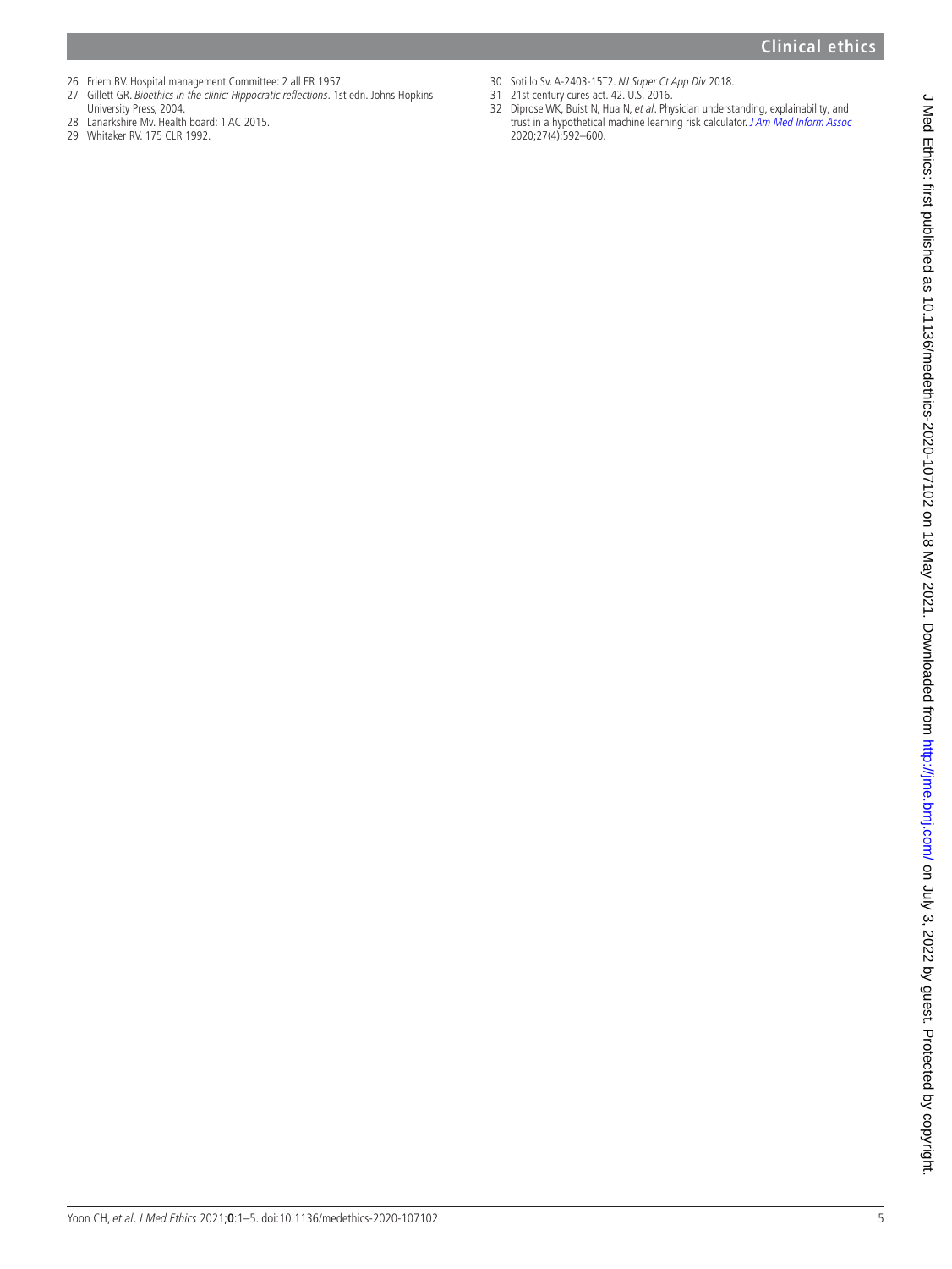26 Friern BV. Hospital management Committee: 2 all ER 1957.
27 Gillett GR. *Bioethics in the clinic: Hippocratic reflections*. 1st edn. Johns Hopkins University Press, 2004.
28 Lanarkshire Mv. Health board: 1 AC 2015.
29 Whitaker RV. 175 CLR 1992.
30 Sotillo Sv. A-2403-15T2. *NJ Super Ct App Div* 2018.
31 21st century cures act. 42. U.S. 2016.
32 Diprose WK, Buist N, Hua N, *et al*. Physician understanding, explainability, and trust in a hypothetical machine learning risk calculator. *J Am Med Inform Assoc* 2020;27(4):592–600.